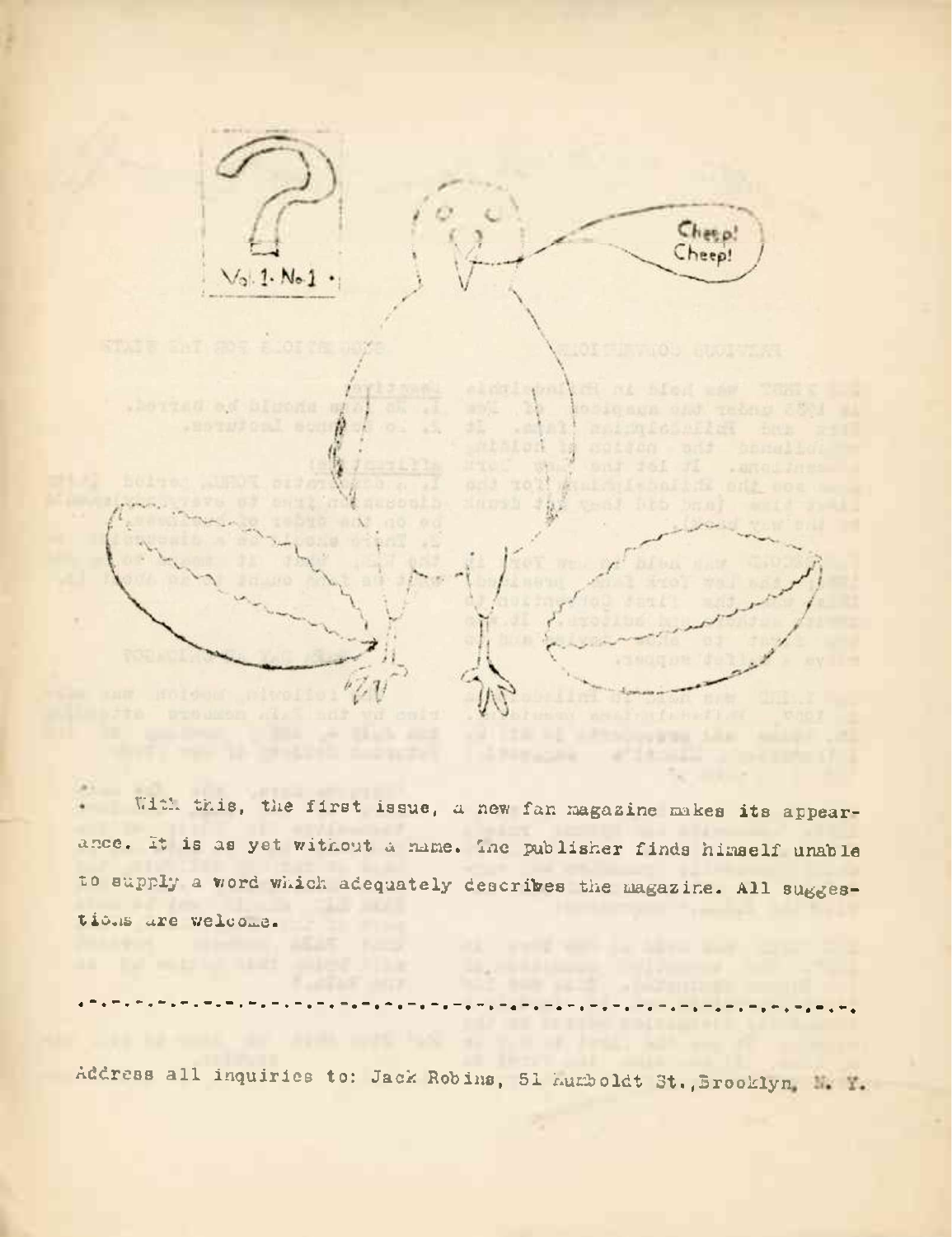? Vol. 1 No. 1

Cheep! Cheep!

With this, the first issue, a new fan magazine makes its appearance. It is as yet without a name. The publisher finds himself unable to supply a word which adequately describes the magazine. All suggestions are welcome.

.-.-.-.-.-.-.-.-.-.-.-.-.-.-.-.-.-.-.-.-.-.-.-.-.-.-.-.-.-.-.-.-.-.-.-.-.-.

Address all inquiries to: Jack Robins, 51 Humboldt St., Brooklyn, N. Y.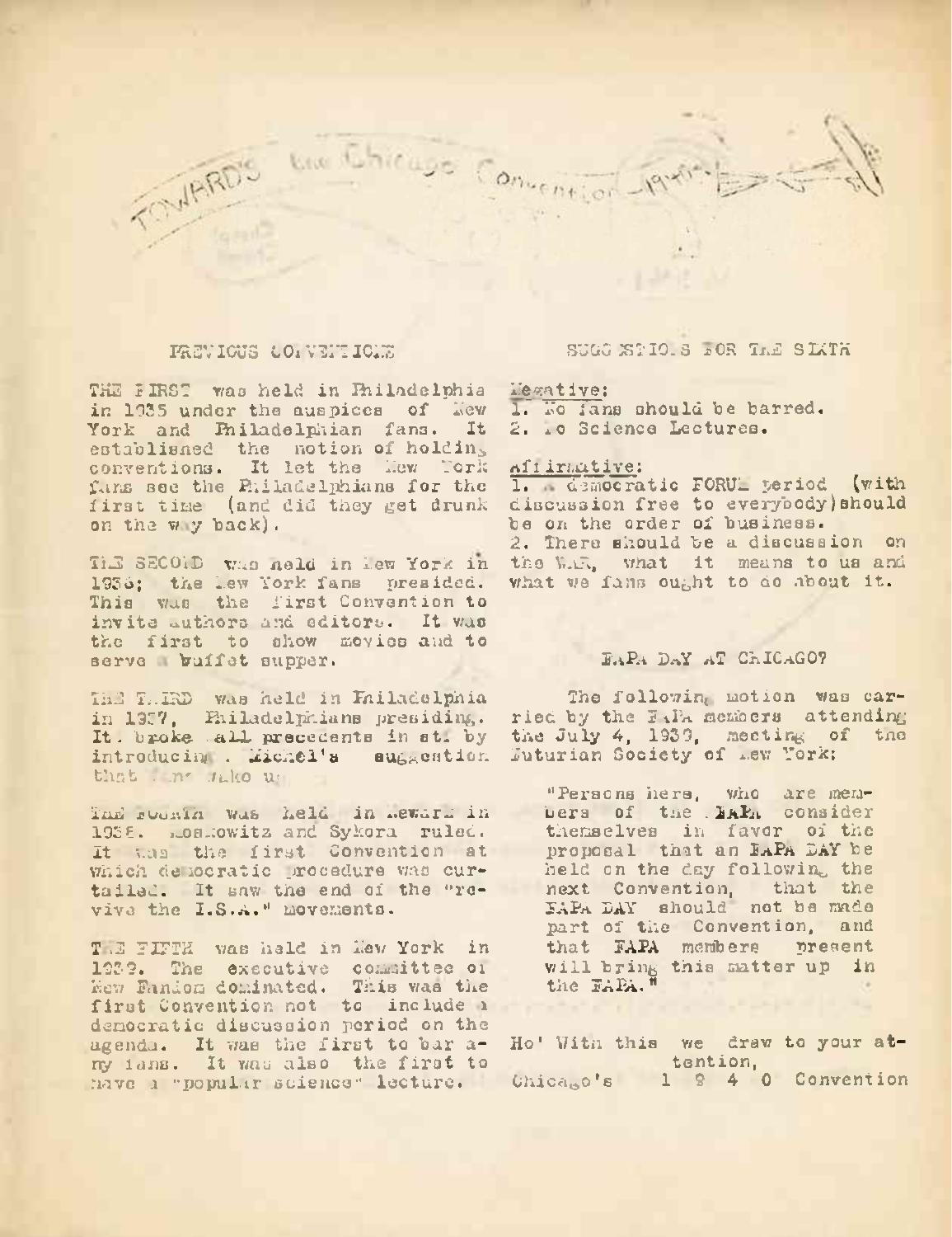TOWARDS the Chicago Convention

## PREVIOUS CONVENTIONS

THE FIRST was held in Philadelphia in 1935 under the auspices of New York and Philadelphian fans. It established the notion of holding conventions. It let the New York fans see the Philadelphians for the first time (and did they get drunk on the way back).

THE SECOND was held in New York in 1936; the New York fans presided. This was the first Convention to invite authors and editors. It was the first to show movies and to serve a buffet supper.

THE THIRD was held in Philadelphia in 1937, Philadelphians presiding. It broke all precedents in st. by introducing . Michel's suggestion that fans wake u

THE FOURTH was held in Newark in 1938. Moskowitz and Sykora ruled. It was the first Convention at which democratic procedure was curtailed. It saw the end of the "revive the I.S.A." movements.

THE FIFTH was held in New York in 1939. The executive committee of New Fandom dominated. This was the first Convention not to include a democratic discussion period on the agenda. It was the first to bar any fans. It was also the first to have a "popular science" lecture.

## SUGGESTIONS FOR THE SIXTH

Negative:

1. No fans should be barred.
2. No Science Lectures.

Affirmative:

1. A democratic FORUM period (with discussion free to everybody) should be on the order of business.
2. There should be a discussion on the WAR, what it means to us and what we fans ought to do about it.

## FAPA DAY AT CHICAGO?

The following motion was carried by the FAPA members attending the July 4, 1939, meeting of the Futurian Society of New York:

> "Persons here, who are members of the FAPA consider themselves in favor of the proposal that an FAPA DAY be held on the day following the next Convention, that the FAPA DAY should not be made part of the Convention, and that FAPA members present will bring this matter up in the FAPA."

Ho' With this we draw to your attention,
Chicago's 1 9 4 0 Convention